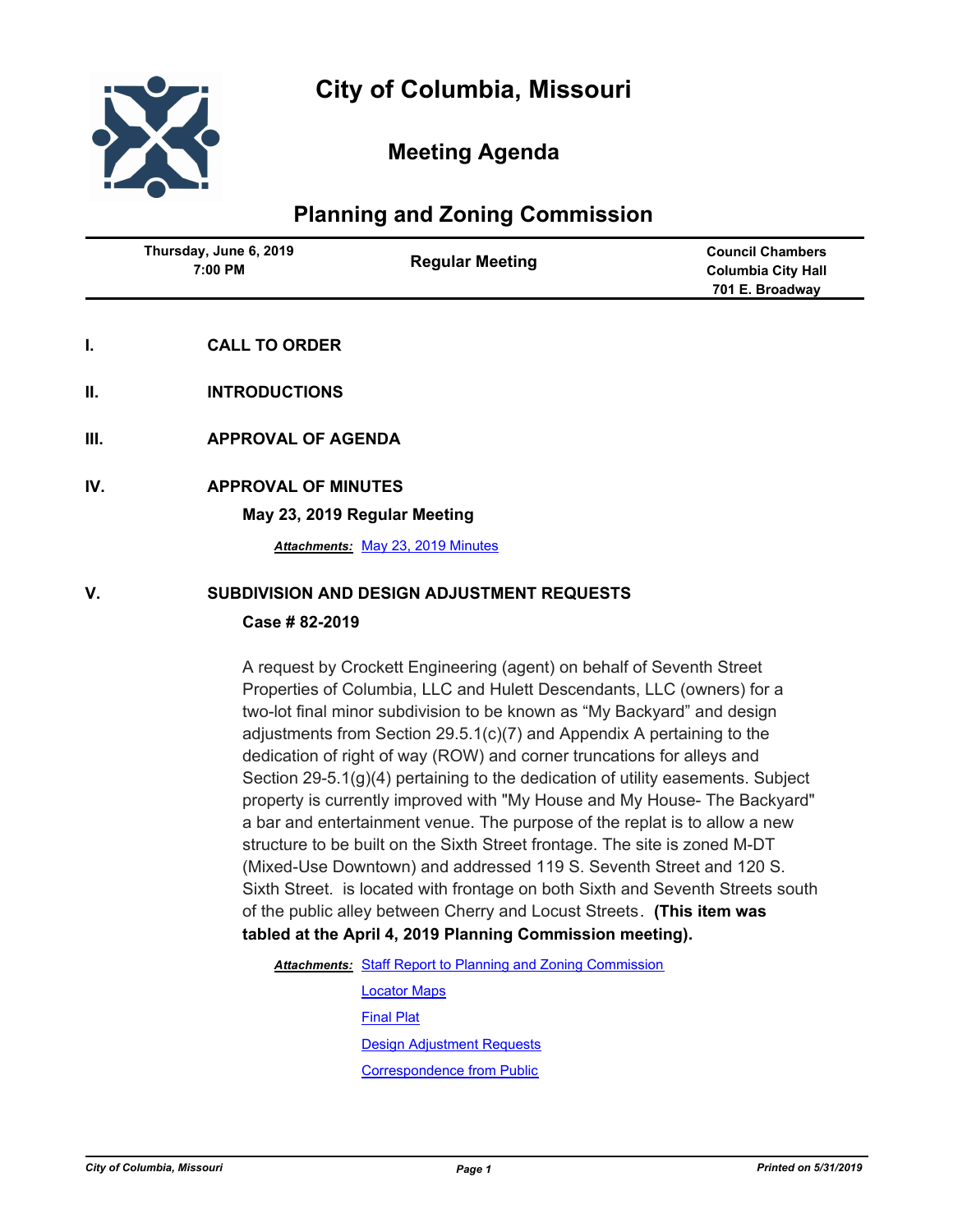# City of Columbia, Missouri

## Meeting Agenda

## Planning and Zoning Commission

| Thursday, June 6, 2019 7:00 PM | Regular Meeting | Council Chambers Columbia City Hall 701 E. Broadway |
|---|---|---|

**I. CALL TO ORDER**

**II. INTRODUCTIONS**

**III. APPROVAL OF AGENDA**

**IV. APPROVAL OF MINUTES**

**May 23, 2019 Regular Meeting**

***Attachments:*** May 23, 2019 Minutes

**V. SUBDIVISION AND DESIGN ADJUSTMENT REQUESTS**

**Case # 82-2019**

A request by Crockett Engineering (agent) on behalf of Seventh Street Properties of Columbia, LLC and Hulett Descendants, LLC (owners) for a two-lot final minor subdivision to be known as "My Backyard" and design adjustments from Section 29.5.1(c)(7) and Appendix A pertaining to the dedication of right of way (ROW) and corner truncations for alleys and Section 29-5.1(g)(4) pertaining to the dedication of utility easements. Subject property is currently improved with "My House and My House- The Backyard" a bar and entertainment venue. The purpose of the replat is to allow a new structure to be built on the Sixth Street frontage. The site is zoned M-DT (Mixed-Use Downtown) and addressed 119 S. Seventh Street and 120 S. Sixth Street. is located with frontage on both Sixth and Seventh Streets south of the public alley between Cherry and Locust Streets. **(This item was tabled at the April 4, 2019 Planning Commission meeting).**

***Attachments:*** Staff Report to Planning and Zoning Commission
Locator Maps
Final Plat
Design Adjustment Requests
Correspondence from Public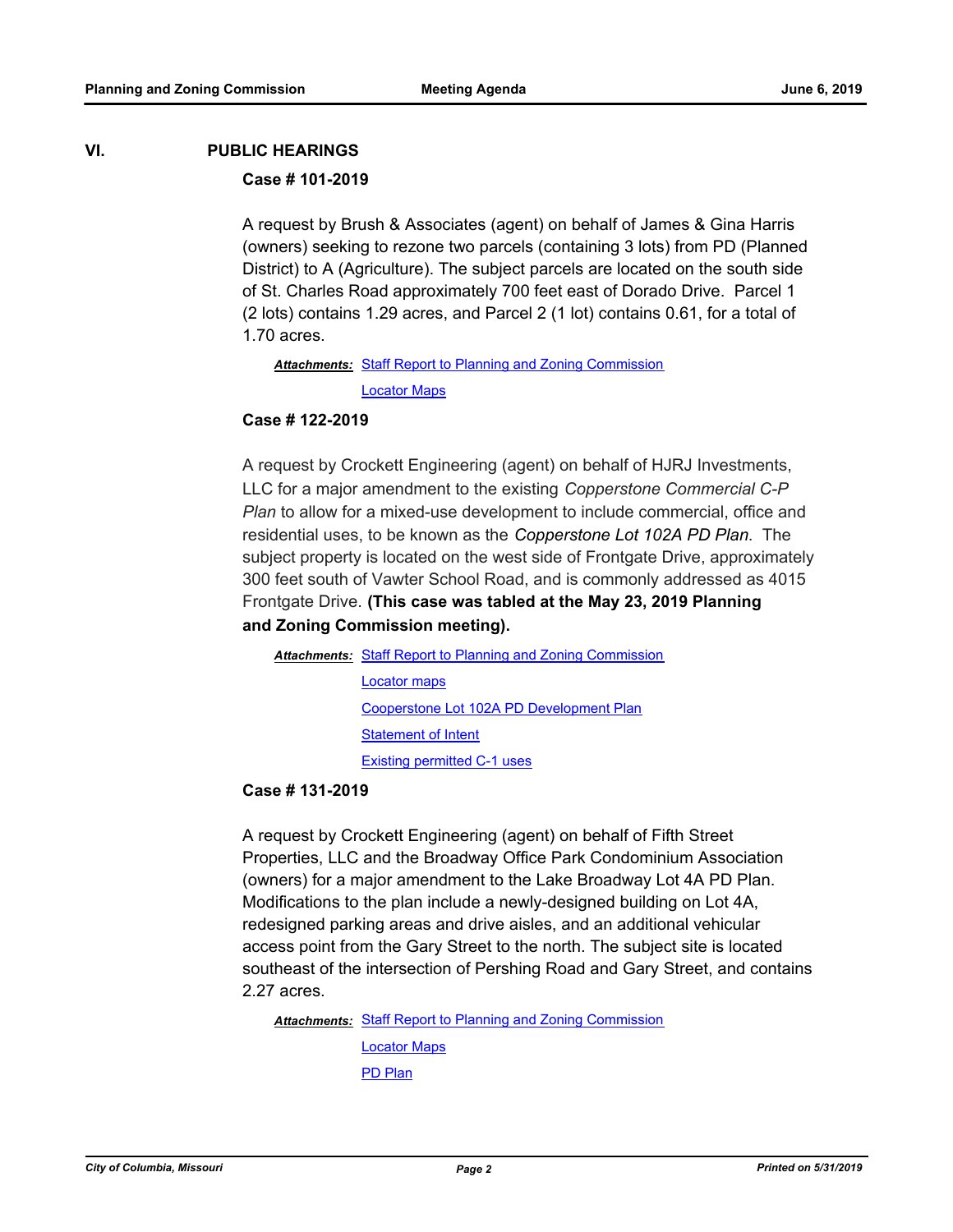## VI. PUBLIC HEARINGS

### Case # 101-2019

A request by Brush & Associates (agent) on behalf of James & Gina Harris (owners) seeking to rezone two parcels (containing 3 lots) from PD (Planned District) to A (Agriculture). The subject parcels are located on the south side of St. Charles Road approximately 700 feet east of Dorado Drive. Parcel 1 (2 lots) contains 1.29 acres, and Parcel 2 (1 lot) contains 0.61, for a total of 1.70 acres.

***Attachments:*** Staff Report to Planning and Zoning Commission

Locator Maps

### Case # 122-2019

A request by Crockett Engineering (agent) on behalf of HJRJ Investments, LLC for a major amendment to the existing *Copperstone Commercial C-P Plan* to allow for a mixed-use development to include commercial, office and residential uses, to be known as the *Copperstone Lot 102A PD Plan*. The subject property is located on the west side of Frontgate Drive, approximately 300 feet south of Vawter School Road, and is commonly addressed as 4015 Frontgate Drive. **(This case was tabled at the May 23, 2019 Planning and Zoning Commission meeting).**

***Attachments:*** Staff Report to Planning and Zoning Commission

Locator maps

Cooperstone Lot 102A PD Development Plan

Statement of Intent

Existing permitted C-1 uses

### Case # 131-2019

A request by Crockett Engineering (agent) on behalf of Fifth Street Properties, LLC and the Broadway Office Park Condominium Association (owners) for a major amendment to the Lake Broadway Lot 4A PD Plan. Modifications to the plan include a newly-designed building on Lot 4A, redesigned parking areas and drive aisles, and an additional vehicular access point from the Gary Street to the north. The subject site is located southeast of the intersection of Pershing Road and Gary Street, and contains 2.27 acres.

***Attachments:*** Staff Report to Planning and Zoning Commission

Locator Maps

PD Plan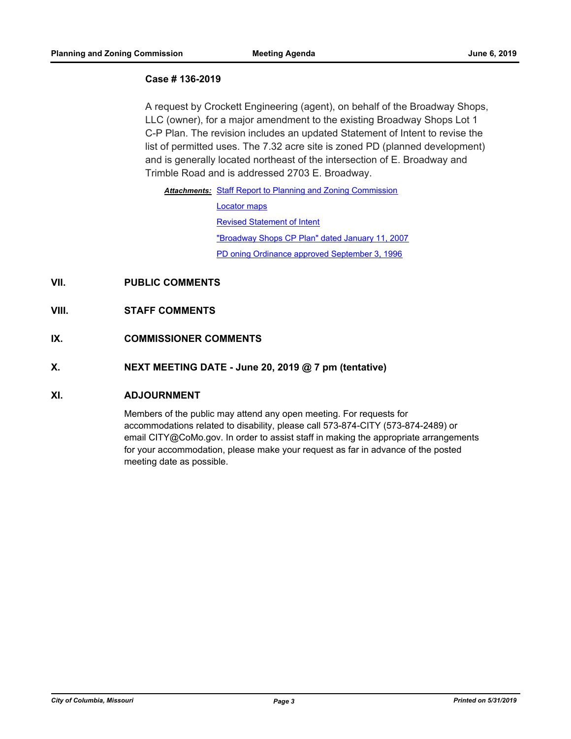**Case # 136-2019**

A request by Crockett Engineering (agent), on behalf of the Broadway Shops, LLC (owner), for a major amendment to the existing Broadway Shops Lot 1 C-P Plan. The revision includes an updated Statement of Intent to revise the list of permitted uses. The 7.32 acre site is zoned PD (planned development) and is generally located northeast of the intersection of E. Broadway and Trimble Road and is addressed 2703 E. Broadway.

***Attachments:*** Staff Report to Planning and Zoning Commission
Locator maps
Revised Statement of Intent
"Broadway Shops CP Plan" dated January 11, 2007
PD oning Ordinance approved September 3, 1996

## VII. PUBLIC COMMENTS

## VIII. STAFF COMMENTS

## IX. COMMISSIONER COMMENTS

## X. NEXT MEETING DATE - June 20, 2019 @ 7 pm (tentative)

## XI. ADJOURNMENT

Members of the public may attend any open meeting. For requests for accommodations related to disability, please call 573-874-CITY (573-874-2489) or email CITY@CoMo.gov. In order to assist staff in making the appropriate arrangements for your accommodation, please make your request as far in advance of the posted meeting date as possible.